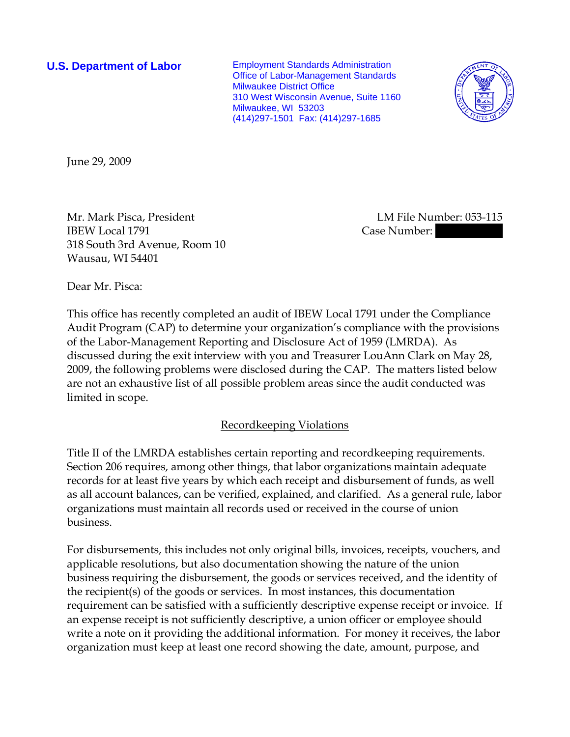**U.S. Department of Labor**

Employment Standards Administration
Office of Labor-Management Standards
Milwaukee District Office
310 West Wisconsin Avenue, Suite 1160
Milwaukee, WI 53203
(414)297-1501 Fax: (414)297-1685

June 29, 2009

Mr. Mark Pisca, President
IBEW Local 1791
318 South 3rd Avenue, Room 10
Wausau, WI 54401

LM File Number: 053-115
Case Number: 

Dear Mr. Pisca:

This office has recently completed an audit of IBEW Local 1791 under the Compliance Audit Program (CAP) to determine your organization's compliance with the provisions of the Labor-Management Reporting and Disclosure Act of 1959 (LMRDA). As discussed during the exit interview with you and Treasurer LouAnn Clark on May 28, 2009, the following problems were disclosed during the CAP. The matters listed below are not an exhaustive list of all possible problem areas since the audit conducted was limited in scope.

## Recordkeeping Violations

Title II of the LMRDA establishes certain reporting and recordkeeping requirements. Section 206 requires, among other things, that labor organizations maintain adequate records for at least five years by which each receipt and disbursement of funds, as well as all account balances, can be verified, explained, and clarified. As a general rule, labor organizations must maintain all records used or received in the course of union business.

For disbursements, this includes not only original bills, invoices, receipts, vouchers, and applicable resolutions, but also documentation showing the nature of the union business requiring the disbursement, the goods or services received, and the identity of the recipient(s) of the goods or services. In most instances, this documentation requirement can be satisfied with a sufficiently descriptive expense receipt or invoice. If an expense receipt is not sufficiently descriptive, a union officer or employee should write a note on it providing the additional information. For money it receives, the labor organization must keep at least one record showing the date, amount, purpose, and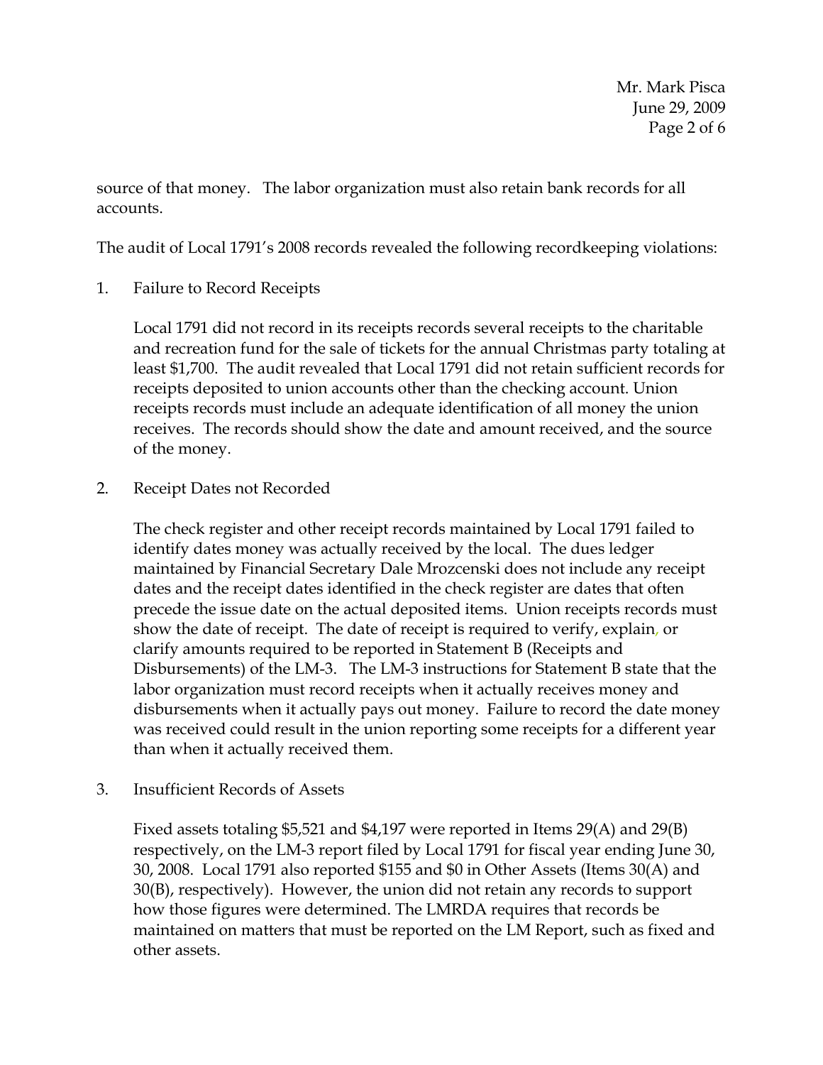source of that money. The labor organization must also retain bank records for all accounts.

The audit of Local 1791's 2008 records revealed the following recordkeeping violations:

1. Failure to Record Receipts

   Local 1791 did not record in its receipts records several receipts to the charitable and recreation fund for the sale of tickets for the annual Christmas party totaling at least $1,700. The audit revealed that Local 1791 did not retain sufficient records for receipts deposited to union accounts other than the checking account. Union receipts records must include an adequate identification of all money the union receives. The records should show the date and amount received, and the source of the money.

2. Receipt Dates not Recorded

   The check register and other receipt records maintained by Local 1791 failed to identify dates money was actually received by the local. The dues ledger maintained by Financial Secretary Dale Mrozcenski does not include any receipt dates and the receipt dates identified in the check register are dates that often precede the issue date on the actual deposited items. Union receipts records must show the date of receipt. The date of receipt is required to verify, explain, or clarify amounts required to be reported in Statement B (Receipts and Disbursements) of the LM-3. The LM-3 instructions for Statement B state that the labor organization must record receipts when it actually receives money and disbursements when it actually pays out money. Failure to record the date money was received could result in the union reporting some receipts for a different year than when it actually received them.

3. Insufficient Records of Assets

   Fixed assets totaling $5,521 and $4,197 were reported in Items 29(A) and 29(B) respectively, on the LM-3 report filed by Local 1791 for fiscal year ending June 30, 30, 2008. Local 1791 also reported $155 and $0 in Other Assets (Items 30(A) and 30(B), respectively). However, the union did not retain any records to support how those figures were determined. The LMRDA requires that records be maintained on matters that must be reported on the LM Report, such as fixed and other assets.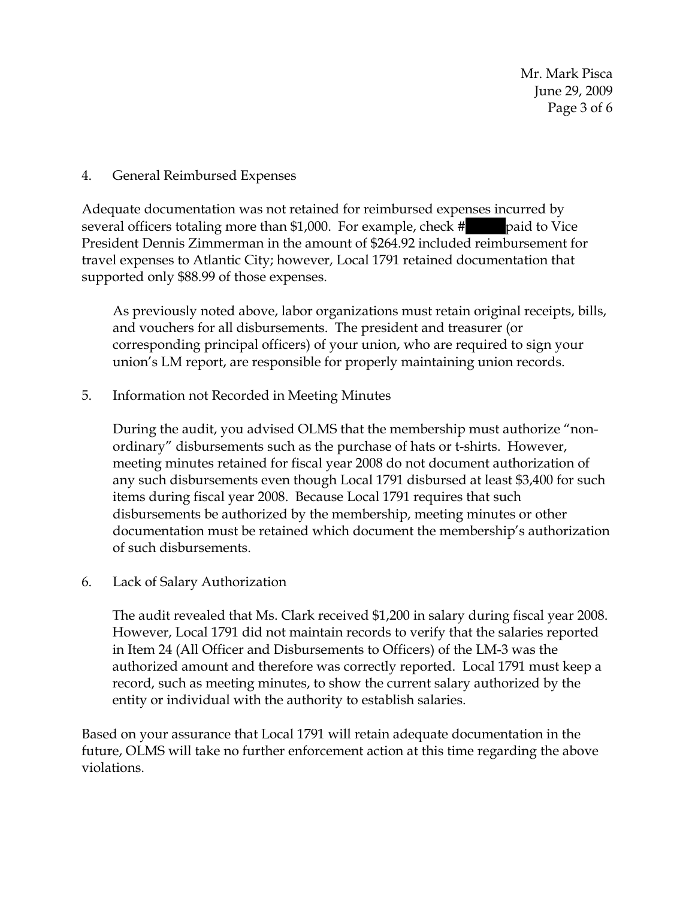4. General Reimbursed Expenses

Adequate documentation was not retained for reimbursed expenses incurred by several officers totaling more than $1,000. For example, check # paid to Vice President Dennis Zimmerman in the amount of $264.92 included reimbursement for travel expenses to Atlantic City; however, Local 1791 retained documentation that supported only $88.99 of those expenses.

As previously noted above, labor organizations must retain original receipts, bills, and vouchers for all disbursements. The president and treasurer (or corresponding principal officers) of your union, who are required to sign your union's LM report, are responsible for properly maintaining union records.

5. Information not Recorded in Meeting Minutes

During the audit, you advised OLMS that the membership must authorize "non-ordinary" disbursements such as the purchase of hats or t-shirts. However, meeting minutes retained for fiscal year 2008 do not document authorization of any such disbursements even though Local 1791 disbursed at least $3,400 for such items during fiscal year 2008. Because Local 1791 requires that such disbursements be authorized by the membership, meeting minutes or other documentation must be retained which document the membership's authorization of such disbursements.

6. Lack of Salary Authorization

The audit revealed that Ms. Clark received $1,200 in salary during fiscal year 2008. However, Local 1791 did not maintain records to verify that the salaries reported in Item 24 (All Officer and Disbursements to Officers) of the LM-3 was the authorized amount and therefore was correctly reported. Local 1791 must keep a record, such as meeting minutes, to show the current salary authorized by the entity or individual with the authority to establish salaries.

Based on your assurance that Local 1791 will retain adequate documentation in the future, OLMS will take no further enforcement action at this time regarding the above violations.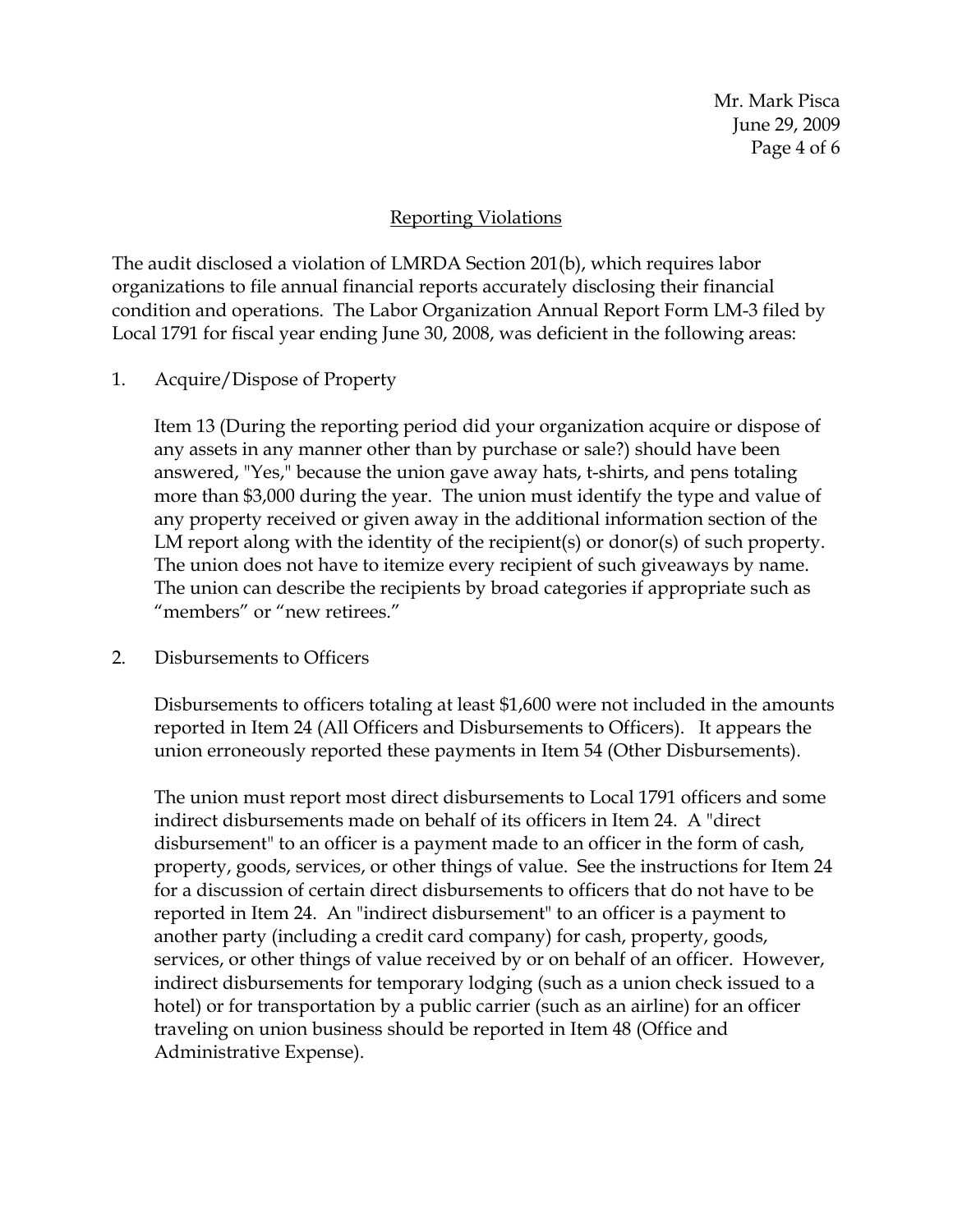## Reporting Violations

The audit disclosed a violation of LMRDA Section 201(b), which requires labor organizations to file annual financial reports accurately disclosing their financial condition and operations. The Labor Organization Annual Report Form LM-3 filed by Local 1791 for fiscal year ending June 30, 2008, was deficient in the following areas:

1. Acquire/Dispose of Property

   Item 13 (During the reporting period did your organization acquire or dispose of any assets in any manner other than by purchase or sale?) should have been answered, "Yes," because the union gave away hats, t-shirts, and pens totaling more than $3,000 during the year. The union must identify the type and value of any property received or given away in the additional information section of the LM report along with the identity of the recipient(s) or donor(s) of such property. The union does not have to itemize every recipient of such giveaways by name. The union can describe the recipients by broad categories if appropriate such as "members" or "new retirees."

2. Disbursements to Officers

   Disbursements to officers totaling at least $1,600 were not included in the amounts reported in Item 24 (All Officers and Disbursements to Officers). It appears the union erroneously reported these payments in Item 54 (Other Disbursements).

   The union must report most direct disbursements to Local 1791 officers and some indirect disbursements made on behalf of its officers in Item 24. A "direct disbursement" to an officer is a payment made to an officer in the form of cash, property, goods, services, or other things of value. See the instructions for Item 24 for a discussion of certain direct disbursements to officers that do not have to be reported in Item 24. An "indirect disbursement" to an officer is a payment to another party (including a credit card company) for cash, property, goods, services, or other things of value received by or on behalf of an officer. However, indirect disbursements for temporary lodging (such as a union check issued to a hotel) or for transportation by a public carrier (such as an airline) for an officer traveling on union business should be reported in Item 48 (Office and Administrative Expense).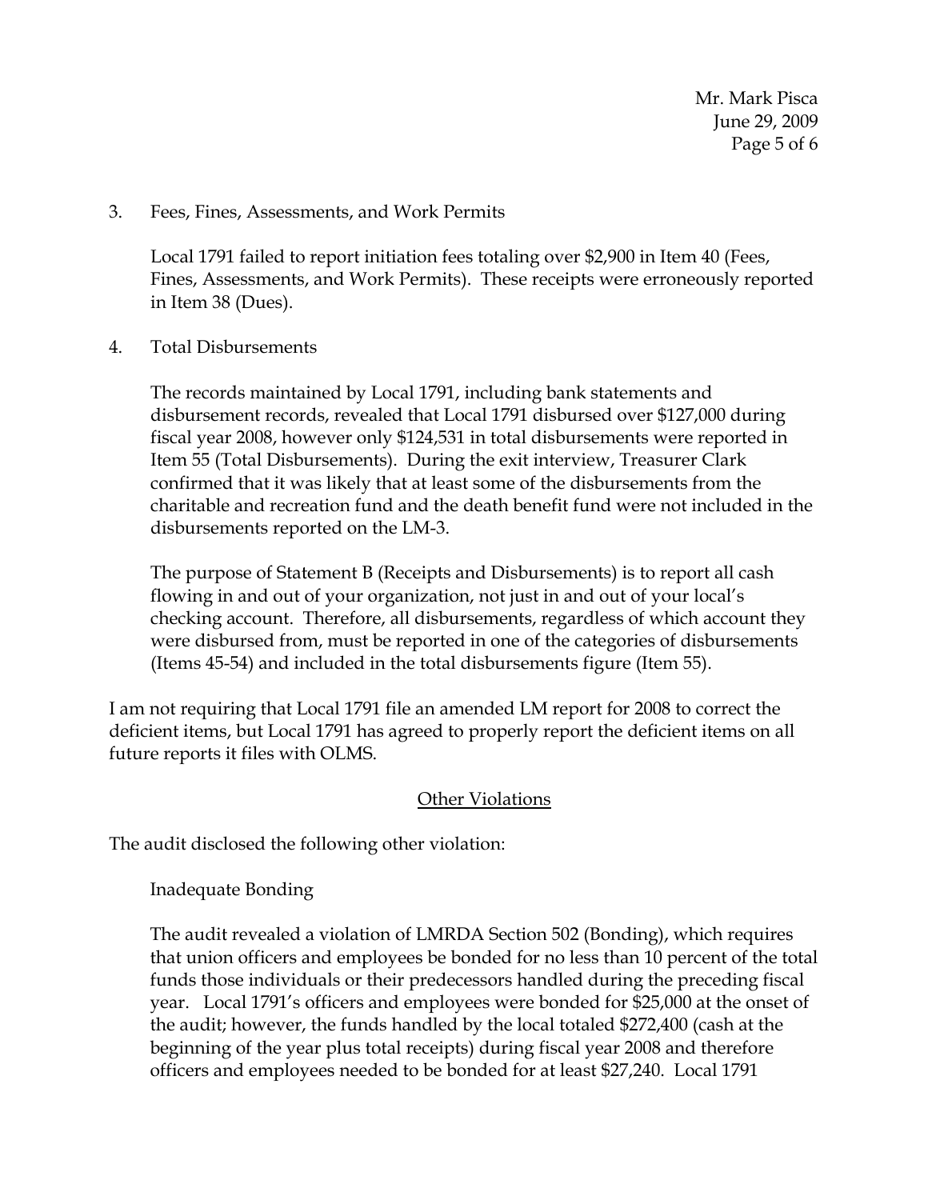3. Fees, Fines, Assessments, and Work Permits

   Local 1791 failed to report initiation fees totaling over $2,900 in Item 40 (Fees, Fines, Assessments, and Work Permits). These receipts were erroneously reported in Item 38 (Dues).

4. Total Disbursements

   The records maintained by Local 1791, including bank statements and disbursement records, revealed that Local 1791 disbursed over $127,000 during fiscal year 2008, however only $124,531 in total disbursements were reported in Item 55 (Total Disbursements). During the exit interview, Treasurer Clark confirmed that it was likely that at least some of the disbursements from the charitable and recreation fund and the death benefit fund were not included in the disbursements reported on the LM-3.

   The purpose of Statement B (Receipts and Disbursements) is to report all cash flowing in and out of your organization, not just in and out of your local's checking account. Therefore, all disbursements, regardless of which account they were disbursed from, must be reported in one of the categories of disbursements (Items 45-54) and included in the total disbursements figure (Item 55).

I am not requiring that Local 1791 file an amended LM report for 2008 to correct the deficient items, but Local 1791 has agreed to properly report the deficient items on all future reports it files with OLMS.

## Other Violations

The audit disclosed the following other violation:

Inadequate Bonding

The audit revealed a violation of LMRDA Section 502 (Bonding), which requires that union officers and employees be bonded for no less than 10 percent of the total funds those individuals or their predecessors handled during the preceding fiscal year. Local 1791's officers and employees were bonded for $25,000 at the onset of the audit; however, the funds handled by the local totaled $272,400 (cash at the beginning of the year plus total receipts) during fiscal year 2008 and therefore officers and employees needed to be bonded for at least $27,240. Local 1791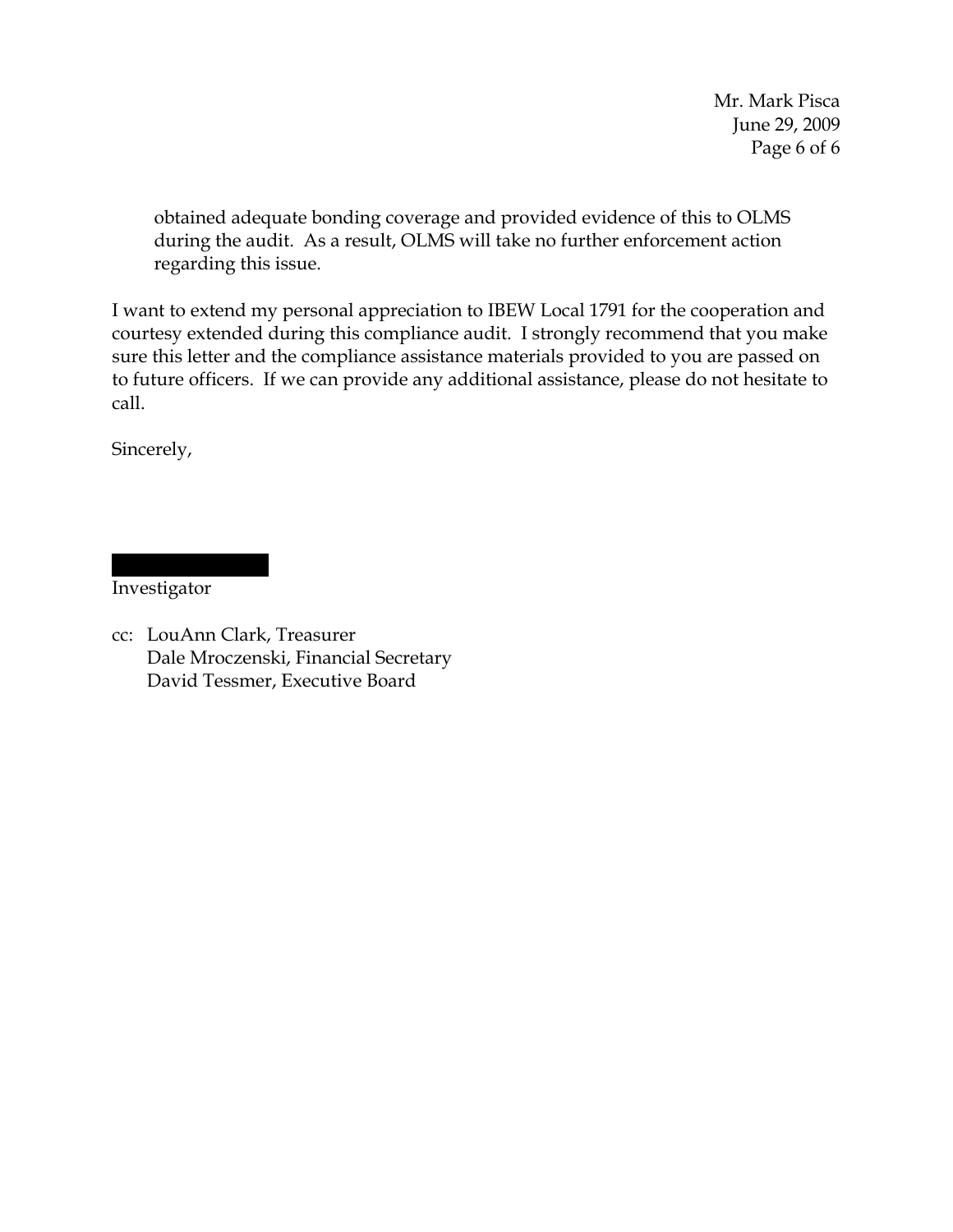obtained adequate bonding coverage and provided evidence of this to OLMS during the audit. As a result, OLMS will take no further enforcement action regarding this issue.

I want to extend my personal appreciation to IBEW Local 1791 for the cooperation and courtesy extended during this compliance audit. I strongly recommend that you make sure this letter and the compliance assistance materials provided to you are passed on to future officers. If we can provide any additional assistance, please do not hesitate to call.

Sincerely,

Investigator

cc: LouAnn Clark, Treasurer
    Dale Mroczenski, Financial Secretary
    David Tessmer, Executive Board